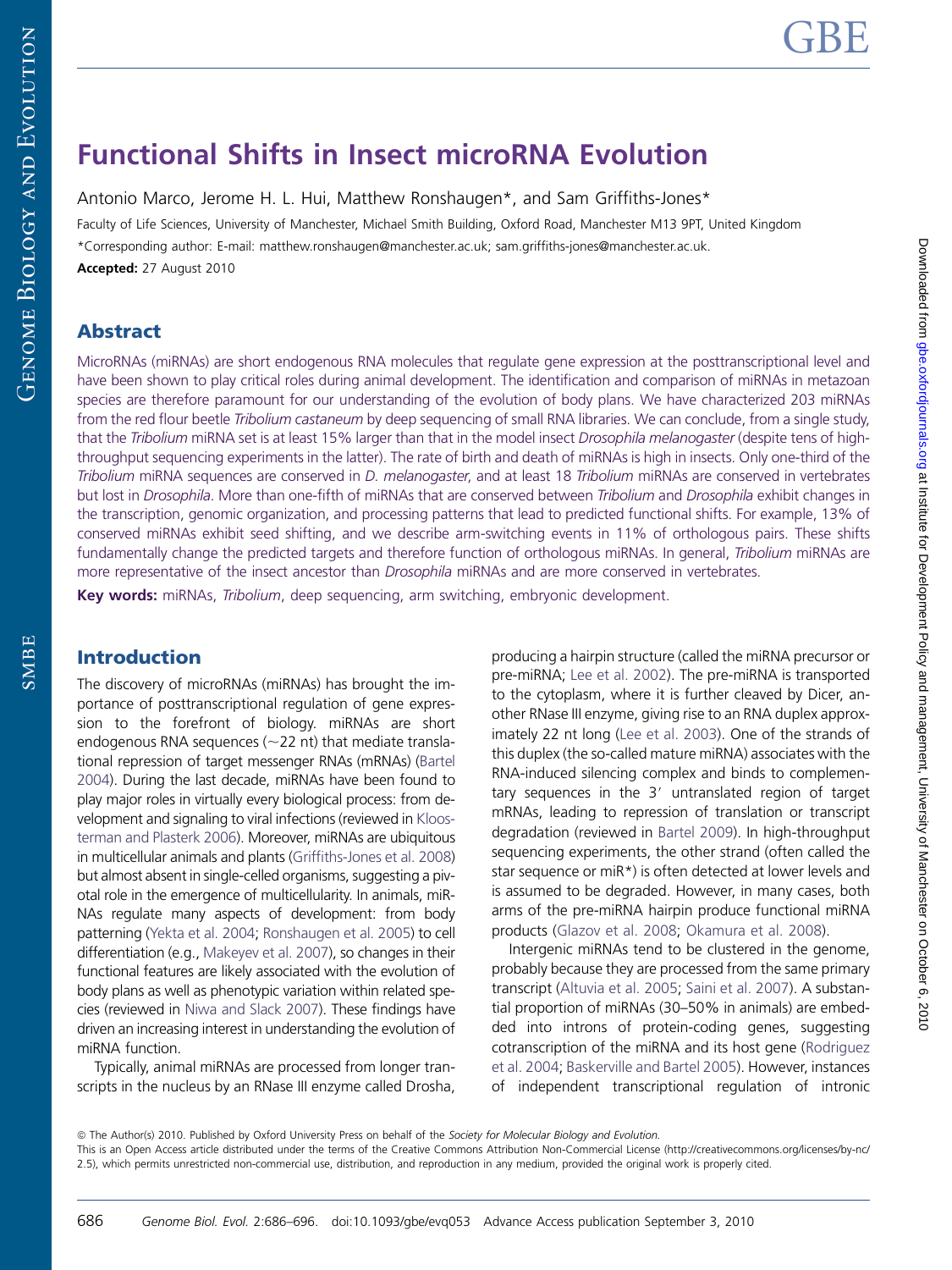# Functional Shifts in Insect microRNA Evolution

Antonio Marco, Jerome H. L. Hui, Matthew Ronshaugen*, and Sam Griffiths-Jones*

Faculty of Life Sciences, University of Manchester, Michael Smith Building, Oxford Road, Manchester M13 9PT, United Kingdom

*Corresponding author: E-mail: matthew.ronshaugen@manchester.ac.uk; sam.griffiths-jones@manchester.ac.uk.

**Accepted:** 27 August 2010

## Abstract

MicroRNAs (miRNAs) are short endogenous RNA molecules that regulate gene expression at the posttranscriptional level and have been shown to play critical roles during animal development. The identification and comparison of miRNAs in metazoan species are therefore paramount for our understanding of the evolution of body plans. We have characterized 203 miRNAs from the red flour beetle *Tribolium castaneum* by deep sequencing of small RNA libraries. We can conclude, from a single study, that the *Tribolium* miRNA set is at least 15% larger than that in the model insect *Drosophila melanogaster* (despite tens of high-throughput sequencing experiments in the latter). The rate of birth and death of miRNAs is high in insects. Only one-third of the *Tribolium* miRNA sequences are conserved in *D. melanogaster*, and at least 18 *Tribolium* miRNAs are conserved in vertebrates but lost in *Drosophila*. More than one-fifth of miRNAs that are conserved between *Tribolium* and *Drosophila* exhibit changes in the transcription, genomic organization, and processing patterns that lead to predicted functional shifts. For example, 13% of conserved miRNAs exhibit seed shifting, and we describe arm-switching events in 11% of orthologous pairs. These shifts fundamentally change the predicted targets and therefore function of orthologous miRNAs. In general, *Tribolium* miRNAs are more representative of the insect ancestor than *Drosophila* miRNAs and are more conserved in vertebrates.

**Key words:** miRNAs, *Tribolium*, deep sequencing, arm switching, embryonic development.

## Introduction

The discovery of microRNAs (miRNAs) has brought the importance of posttranscriptional regulation of gene expression to the forefront of biology. miRNAs are short endogenous RNA sequences (~22 nt) that mediate translational repression of target messenger RNAs (mRNAs) (Bartel 2004). During the last decade, miRNAs have been found to play major roles in virtually every biological process: from development and signaling to viral infections (reviewed in Kloosterman and Plasterk 2006). Moreover, miRNAs are ubiquitous in multicellular animals and plants (Griffiths-Jones et al. 2008) but almost absent in single-celled organisms, suggesting a pivotal role in the emergence of multicellularity. In animals, miRNAs regulate many aspects of development: from body patterning (Yekta et al. 2004; Ronshaugen et al. 2005) to cell differentiation (e.g., Makeyev et al. 2007), so changes in their functional features are likely associated with the evolution of body plans as well as phenotypic variation within related species (reviewed in Niwa and Slack 2007). These findings have driven an increasing interest in understanding the evolution of miRNA function.

Typically, animal miRNAs are processed from longer transcripts in the nucleus by an RNase III enzyme called Drosha, producing a hairpin structure (called the miRNA precursor or pre-miRNA; Lee et al. 2002). The pre-miRNA is transported to the cytoplasm, where it is further cleaved by Dicer, another RNase III enzyme, giving rise to an RNA duplex approximately 22 nt long (Lee et al. 2003). One of the strands of this duplex (the so-called mature miRNA) associates with the RNA-induced silencing complex and binds to complementary sequences in the 3′ untranslated region of target mRNAs, leading to repression of translation or transcript degradation (reviewed in Bartel 2009). In high-throughput sequencing experiments, the other strand (often called the star sequence or miR*) is often detected at lower levels and is assumed to be degraded. However, in many cases, both arms of the pre-miRNA hairpin produce functional miRNA products (Glazov et al. 2008; Okamura et al. 2008).

Intergenic miRNAs tend to be clustered in the genome, probably because they are processed from the same primary transcript (Altuvia et al. 2005; Saini et al. 2007). A substantial proportion of miRNAs (30–50% in animals) are embedded into introns of protein-coding genes, suggesting cotranscription of the miRNA and its host gene (Rodriguez et al. 2004; Baskerville and Bartel 2005). However, instances of independent transcriptional regulation of intronic

© The Author(s) 2010. Published by Oxford University Press on behalf of the *Society for Molecular Biology and Evolution*.

This is an Open Access article distributed under the terms of the Creative Commons Attribution Non-Commercial License (http://creativecommons.org/licenses/by-nc/2.5), which permits unrestricted non-commercial use, distribution, and reproduction in any medium, provided the original work is properly cited.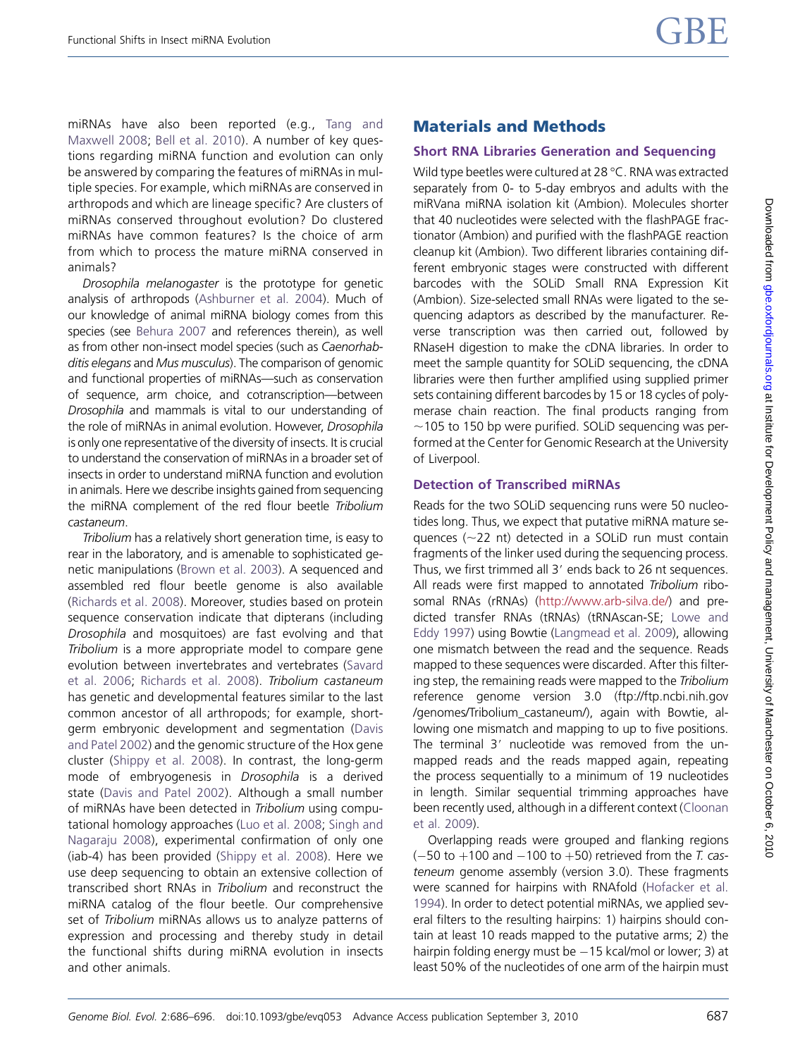miRNAs have also been reported (e.g., Tang and Maxwell 2008; Bell et al. 2010). A number of key questions regarding miRNA function and evolution can only be answered by comparing the features of miRNAs in multiple species. For example, which miRNAs are conserved in arthropods and which are lineage specific? Are clusters of miRNAs conserved throughout evolution? Do clustered miRNAs have common features? Is the choice of arm from which to process the mature miRNA conserved in animals?

*Drosophila melanogaster* is the prototype for genetic analysis of arthropods (Ashburner et al. 2004). Much of our knowledge of animal miRNA biology comes from this species (see Behura 2007 and references therein), as well as from other non-insect model species (such as *Caenorhabditis elegans* and *Mus musculus*). The comparison of genomic and functional properties of miRNAs—such as conservation of sequence, arm choice, and cotranscription—between *Drosophila* and mammals is vital to our understanding of the role of miRNAs in animal evolution. However, *Drosophila* is only one representative of the diversity of insects. It is crucial to understand the conservation of miRNAs in a broader set of insects in order to understand miRNA function and evolution in animals. Here we describe insights gained from sequencing the miRNA complement of the red flour beetle *Tribolium castaneum*.

*Tribolium* has a relatively short generation time, is easy to rear in the laboratory, and is amenable to sophisticated genetic manipulations (Brown et al. 2003). A sequenced and assembled red flour beetle genome is also available (Richards et al. 2008). Moreover, studies based on protein sequence conservation indicate that dipterans (including *Drosophila* and mosquitoes) are fast evolving and that *Tribolium* is a more appropriate model to compare gene evolution between invertebrates and vertebrates (Savard et al. 2006; Richards et al. 2008). *Tribolium castaneum* has genetic and developmental features similar to the last common ancestor of all arthropods; for example, short-germ embryonic development and segmentation (Davis and Patel 2002) and the genomic structure of the Hox gene cluster (Shippy et al. 2008). In contrast, the long-germ mode of embryogenesis in *Drosophila* is a derived state (Davis and Patel 2002). Although a small number of miRNAs have been detected in *Tribolium* using computational homology approaches (Luo et al. 2008; Singh and Nagaraju 2008), experimental confirmation of only one (iab-4) has been provided (Shippy et al. 2008). Here we use deep sequencing to obtain an extensive collection of transcribed short RNAs in *Tribolium* and reconstruct the miRNA catalog of the flour beetle. Our comprehensive set of *Tribolium* miRNAs allows us to analyze patterns of expression and processing and thereby study in detail the functional shifts during miRNA evolution in insects and other animals.

## Materials and Methods

### Short RNA Libraries Generation and Sequencing

Wild type beetles were cultured at 28 °C. RNA was extracted separately from 0- to 5-day embryos and adults with the miRVana miRNA isolation kit (Ambion). Molecules shorter that 40 nucleotides were selected with the flashPAGE fractionator (Ambion) and purified with the flashPAGE reaction cleanup kit (Ambion). Two different libraries containing different embryonic stages were constructed with different barcodes with the SOLiD Small RNA Expression Kit (Ambion). Size-selected small RNAs were ligated to the sequencing adaptors as described by the manufacturer. Reverse transcription was then carried out, followed by RNaseH digestion to make the cDNA libraries. In order to meet the sample quantity for SOLiD sequencing, the cDNA libraries were then further amplified using supplied primer sets containing different barcodes by 15 or 18 cycles of polymerase chain reaction. The final products ranging from ~105 to 150 bp were purified. SOLiD sequencing was performed at the Center for Genomic Research at the University of Liverpool.

### Detection of Transcribed miRNAs

Reads for the two SOLiD sequencing runs were 50 nucleotides long. Thus, we expect that putative miRNA mature sequences (~22 nt) detected in a SOLiD run must contain fragments of the linker used during the sequencing process. Thus, we first trimmed all 3′ ends back to 26 nt sequences. All reads were first mapped to annotated *Tribolium* ribosomal RNAs (rRNAs) (http://www.arb-silva.de/) and predicted transfer RNAs (tRNAs) (tRNAscan-SE; Lowe and Eddy 1997) using Bowtie (Langmead et al. 2009), allowing one mismatch between the read and the sequence. Reads mapped to these sequences were discarded. After this filtering step, the remaining reads were mapped to the *Tribolium* reference genome version 3.0 (ftp://ftp.ncbi.nih.gov/genomes/Tribolium_castaneum/), again with Bowtie, allowing one mismatch and mapping to up to five positions. The terminal 3′ nucleotide was removed from the unmapped reads and the reads mapped again, repeating the process sequentially to a minimum of 19 nucleotides in length. Similar sequential trimming approaches have been recently used, although in a different context (Cloonan et al. 2009).

Overlapping reads were grouped and flanking regions (−50 to +100 and −100 to +50) retrieved from the *T. castaneum* genome assembly (version 3.0). These fragments were scanned for hairpins with RNAfold (Hofacker et al. 1994). In order to detect potential miRNAs, we applied several filters to the resulting hairpins: 1) hairpins should contain at least 10 reads mapped to the putative arms; 2) the hairpin folding energy must be −15 kcal/mol or lower; 3) at least 50% of the nucleotides of one arm of the hairpin must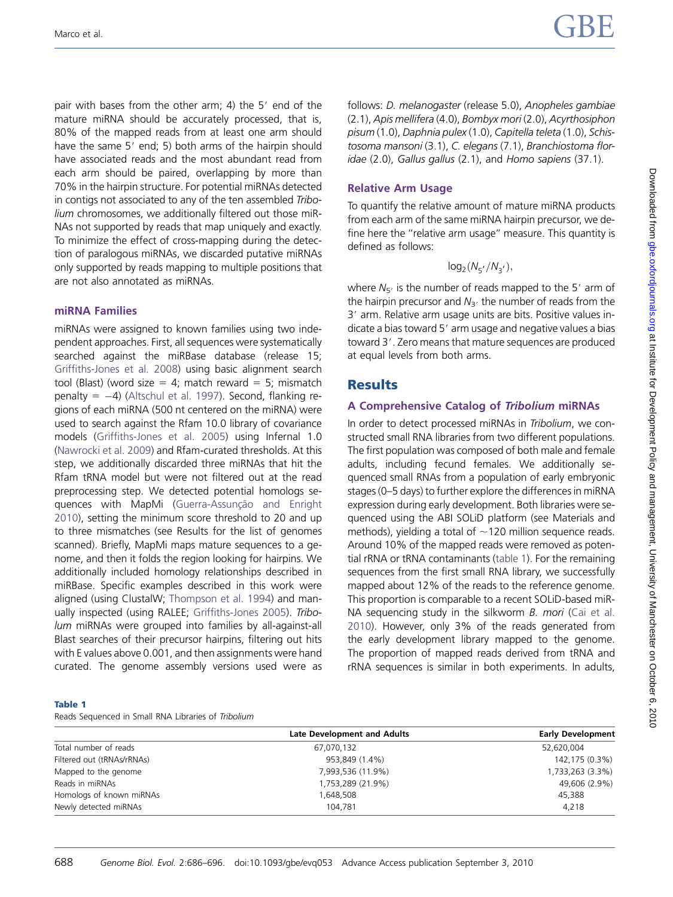pair with bases from the other arm; 4) the 5′ end of the mature miRNA should be accurately processed, that is, 80% of the mapped reads from at least one arm should have the same 5′ end; 5) both arms of the hairpin should have associated reads and the most abundant read from each arm should be paired, overlapping by more than 70% in the hairpin structure. For potential miRNAs detected in contigs not associated to any of the ten assembled *Tribolium* chromosomes, we additionally filtered out those miRNAs not supported by reads that map uniquely and exactly. To minimize the effect of cross-mapping during the detection of paralogous miRNAs, we discarded putative miRNAs only supported by reads mapping to multiple positions that are not also annotated as miRNAs.

### miRNA Families

miRNAs were assigned to known families using two independent approaches. First, all sequences were systematically searched against the miRBase database (release 15; Griffiths-Jones et al. 2008) using basic alignment search tool (Blast) (word size = 4; match reward = 5; mismatch penalty = −4) (Altschul et al. 1997). Second, flanking regions of each miRNA (500 nt centered on the miRNA) were used to search against the Rfam 10.0 library of covariance models (Griffiths-Jones et al. 2005) using Infernal 1.0 (Nawrocki et al. 2009) and Rfam-curated thresholds. At this step, we additionally discarded three miRNAs that hit the Rfam tRNA model but were not filtered out at the read preprocessing step. We detected potential homologs sequences with MapMi (Guerra-Assunção and Enright 2010), setting the minimum score threshold to 20 and up to three mismatches (see Results for the list of genomes scanned). Briefly, MapMi maps mature sequences to a genome, and then it folds the region looking for hairpins. We additionally included homology relationships described in miRBase. Specific examples described in this work were aligned (using ClustalW; Thompson et al. 1994) and manually inspected (using RALEE; Griffiths-Jones 2005). *Tribolum* miRNAs were grouped into families by all-against-all Blast searches of their precursor hairpins, filtering out hits with E values above 0.001, and then assignments were hand curated. The genome assembly versions used were as follows: *D. melanogaster* (release 5.0), *Anopheles gambiae* (2.1), *Apis mellifera* (4.0), *Bombyx mori* (2.0), *Acyrthosiphon pisum* (1.0), *Daphnia pulex* (1.0), *Capitella teleta* (1.0), *Schistosoma mansoni* (3.1), *C. elegans* (7.1), *Branchiostoma floridae* (2.0), *Gallus gallus* (2.1), and *Homo sapiens* (37.1).

### Relative Arm Usage

To quantify the relative amount of mature miRNA products from each arm of the same miRNA hairpin precursor, we define here the "relative arm usage" measure. This quantity is defined as follows:

$$\log_2(N_{5'}/N_{3'}),$$

where $N_{5'}$ is the number of reads mapped to the 5′ arm of the hairpin precursor and $N_{3'}$ the number of reads from the 3′ arm. Relative arm usage units are bits. Positive values indicate a bias toward 5′ arm usage and negative values a bias toward 3′. Zero means that mature sequences are produced at equal levels from both arms.

## Results

### A Comprehensive Catalog of *Tribolium* miRNAs

In order to detect processed miRNAs in *Tribolium*, we constructed small RNA libraries from two different populations. The first population was composed of both male and female adults, including fecund females. We additionally sequenced small RNAs from a population of early embryonic stages (0–5 days) to further explore the differences in miRNA expression during early development. Both libraries were sequenced using the ABI SOLiD platform (see Materials and methods), yielding a total of ~120 million sequence reads. Around 10% of the mapped reads were removed as potential rRNA or tRNA contaminants (table 1). For the remaining sequences from the first small RNA library, we successfully mapped about 12% of the reads to the reference genome. This proportion is comparable to a recent SOLiD-based miRNA sequencing study in the silkworm *B. mori* (Cai et al. 2010). However, only 3% of the reads generated from the early development library mapped to the genome. The proportion of mapped reads derived from tRNA and rRNA sequences is similar in both experiments. In adults,

**Table 1**
Reads Sequenced in Small RNA Libraries of *Tribolium*

| | Late Development and Adults | Early Development |
|---|---|---|
| Total number of reads | 67,070,132 | 52,620,004 |
| Filtered out (tRNAs/rRNAs) | 953,849 (1.4%) | 142,175 (0.3%) |
| Mapped to the genome | 7,993,536 (11.9%) | 1,733,263 (3.3%) |
| Reads in miRNAs | 1,753,289 (21.9%) | 49,606 (2.9%) |
| Homologs of known miRNAs | 1,648,508 | 45,388 |
| Newly detected miRNAs | 104,781 | 4,218 |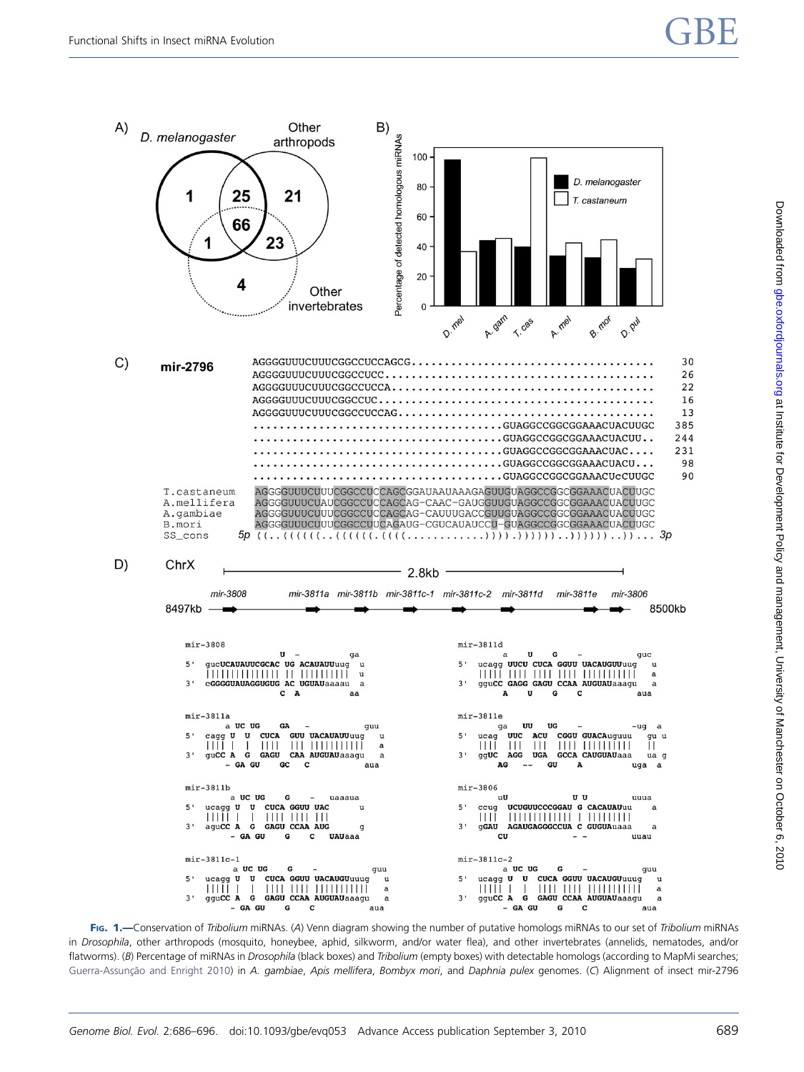**Fig. 1.**—Conservation of *Tribolium* miRNAs. (*A*) Venn diagram showing the number of putative homologs miRNAs to our set of *Tribolium* miRNAs in *Drosophila*, other arthropods (mosquito, honeybee, aphid, silkworm, and/or water flea), and other invertebrates (annelids, nematodes, and/or flatworms). (*B*) Percentage of miRNAs in *Drosophila* (black boxes) and *Tribolium* (empty boxes) with detectable homologs (according to MapMi searches; Guerra-Assunção and Enright 2010) in *A. gambiae*, *Apis mellifera*, *Bombyx mori*, and *Daphnia pulex* genomes. (*C*) Alignment of insect mir-2796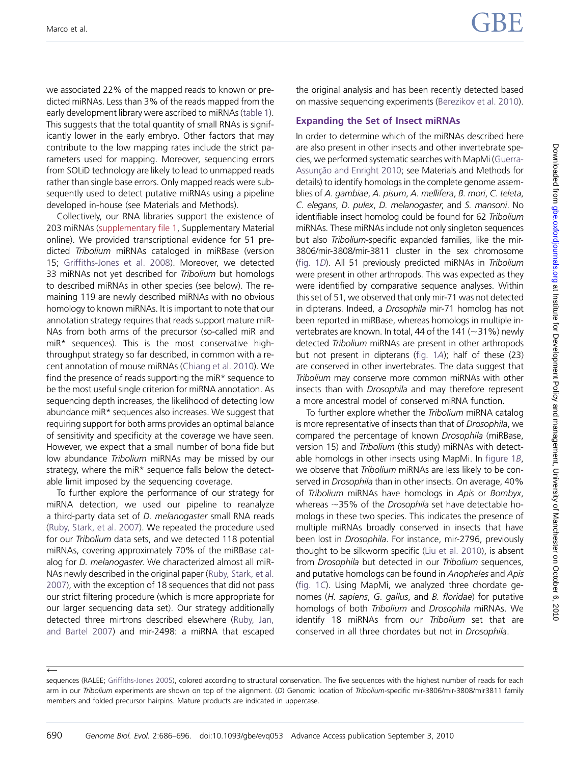we associated 22% of the mapped reads to known or predicted miRNAs. Less than 3% of the reads mapped from the early development library were ascribed to miRNAs (table 1). This suggests that the total quantity of small RNAs is significantly lower in the early embryo. Other factors that may contribute to the low mapping rates include the strict parameters used for mapping. Moreover, sequencing errors from SOLiD technology are likely to lead to unmapped reads rather than single base errors. Only mapped reads were subsequently used to detect putative miRNAs using a pipeline developed in-house (see Materials and Methods).

Collectively, our RNA libraries support the existence of 203 miRNAs (supplementary file 1, Supplementary Material online). We provided transcriptional evidence for 51 predicted *Tribolium* miRNAs cataloged in miRBase (version 15; Griffiths-Jones et al. 2008). Moreover, we detected 33 miRNAs not yet described for *Tribolium* but homologs to described miRNAs in other species (see below). The remaining 119 are newly described miRNAs with no obvious homology to known miRNAs. It is important to note that our annotation strategy requires that reads support mature miRNAs from both arms of the precursor (so-called miR and miR* sequences). This is the most conservative high-throughput strategy so far described, in common with a recent annotation of mouse miRNAs (Chiang et al. 2010). We find the presence of reads supporting the miR* sequence to be the most useful single criterion for miRNA annotation. As sequencing depth increases, the likelihood of detecting low abundance miR* sequences also increases. We suggest that requiring support for both arms provides an optimal balance of sensitivity and specificity at the coverage we have seen. However, we expect that a small number of bona fide but low abundance *Tribolium* miRNAs may be missed by our strategy, where the miR* sequence falls below the detectable limit imposed by the sequencing coverage.

To further explore the performance of our strategy for miRNA detection, we used our pipeline to reanalyze a third-party data set of *D. melanogaster* small RNA reads (Ruby, Stark, et al. 2007). We repeated the procedure used for our *Tribolium* data sets, and we detected 118 potential miRNAs, covering approximately 70% of the miRBase catalog for *D. melanogaster*. We characterized almost all miRNAs newly described in the original paper (Ruby, Stark, et al. 2007), with the exception of 18 sequences that did not pass our strict filtering procedure (which is more appropriate for our larger sequencing data set). Our strategy additionally detected three mirtrons described elsewhere (Ruby, Jan, and Bartel 2007) and mir-2498: a miRNA that escaped the original analysis and has been recently detected based on massive sequencing experiments (Berezikov et al. 2010).

## Expanding the Set of Insect miRNAs

In order to determine which of the miRNAs described here are also present in other insects and other invertebrate species, we performed systematic searches with MapMi (Guerra-Assunção and Enright 2010; see Materials and Methods for details) to identify homologs in the complete genome assemblies of *A. gambiae*, *A. pisum*, *A. mellifera*, *B. mori*, *C. teleta*, *C. elegans*, *D. pulex*, *D. melanogaster*, and *S. mansoni*. No identifiable insect homolog could be found for 62 *Tribolium* miRNAs. These miRNAs include not only singleton sequences but also *Tribolium*-specific expanded families, like the mir-3806/mir-3808/mir-3811 cluster in the sex chromosome (fig. 1*D*). All 51 previously predicted miRNAs in *Tribolium* were present in other arthropods. This was expected as they were identified by comparative sequence analyses. Within this set of 51, we observed that only mir-71 was not detected in dipterans. Indeed, a *Drosophila* mir-71 homolog has not been reported in miRBase, whereas homologs in multiple invertebrates are known. In total, 44 of the 141 (~31%) newly detected *Tribolium* miRNAs are present in other arthropods but not present in dipterans (fig. 1*A*); half of these (23) are conserved in other invertebrates. The data suggest that *Tribolium* may conserve more common miRNAs with other insects than with *Drosophila* and may therefore represent a more ancestral model of conserved miRNA function.

To further explore whether the *Tribolium* miRNA catalog is more representative of insects than that of *Drosophila*, we compared the percentage of known *Drosophila* (miRBase, version 15) and *Tribolium* (this study) miRNAs with detectable homologs in other insects using MapMi. In figure 1*B*, we observe that *Tribolium* miRNAs are less likely to be conserved in *Drosophila* than in other insects. On average, 40% of *Tribolium* miRNAs have homologs in *Apis* or *Bombyx*, whereas ~35% of the *Drosophila* set have detectable homologs in these two species. This indicates the presence of multiple miRNAs broadly conserved in insects that have been lost in *Drosophila*. For instance, mir-2796, previously thought to be silkworm specific (Liu et al. 2010), is absent from *Drosophila* but detected in our *Tribolium* sequences, and putative homologs can be found in *Anopheles* and *Apis* (fig. 1*C*). Using MapMi, we analyzed three chordate genomes (*H. sapiens*, *G. gallus*, and *B. floridae*) for putative homologs of both *Tribolium* and *Drosophila* miRNAs. We identify 18 miRNAs from our *Tribolium* set that are conserved in all three chordates but not in *Drosophila*.

sequences (RALEE; Griffiths-Jones 2005), colored according to structural conservation. The five sequences with the highest number of reads for each arm in our *Tribolium* experiments are shown on top of the alignment. (*D*) Genomic location of *Tribolium*-specific mir-3806/mir-3808/mir3811 family members and folded precursor hairpins. Mature products are indicated in uppercase.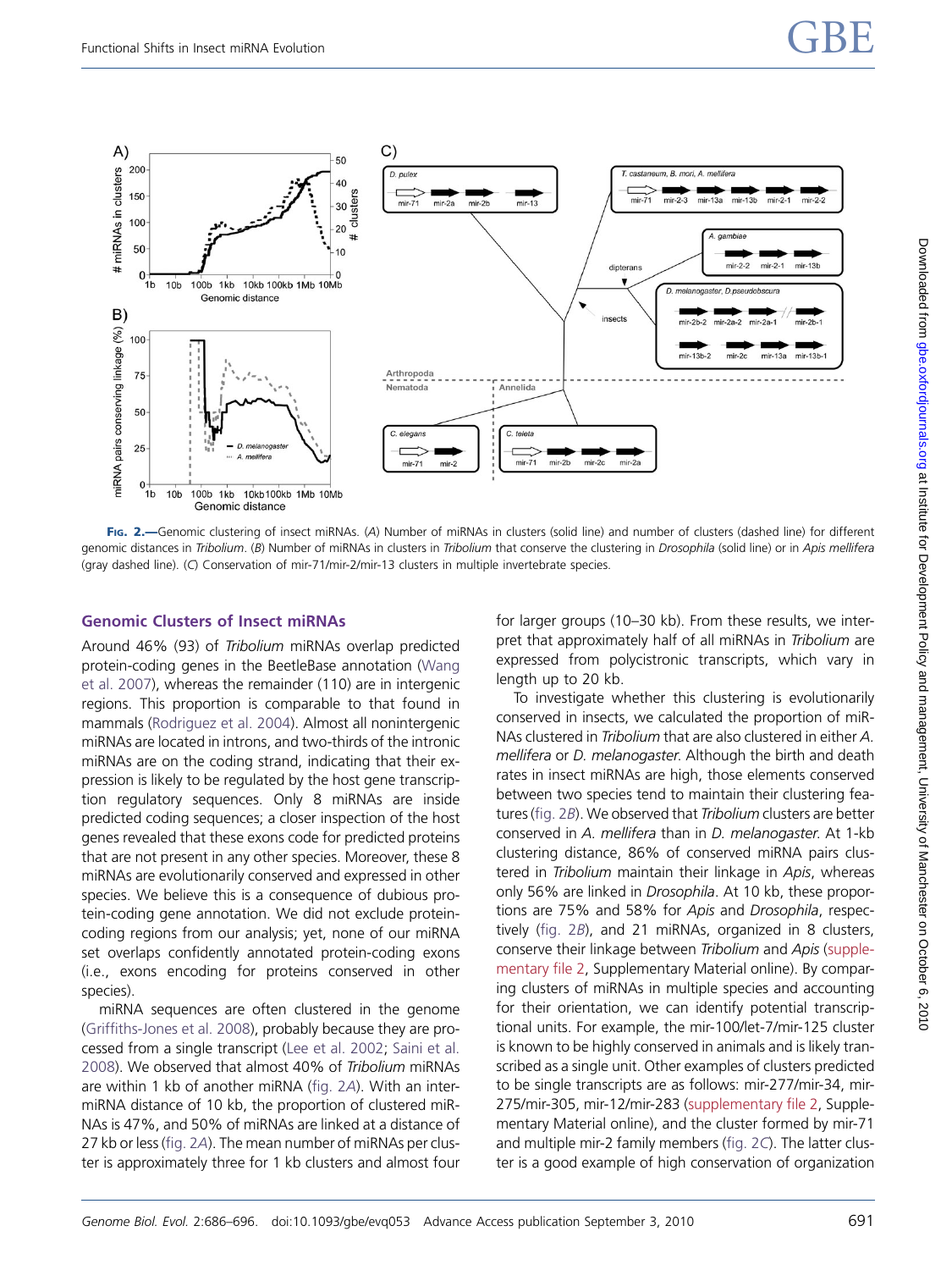FIG. 2.—Genomic clustering of insect miRNAs. (*A*) Number of miRNAs in clusters (solid line) and number of clusters (dashed line) for different genomic distances in *Tribolium*. (*B*) Number of miRNAs in clusters in *Tribolium* that conserve the clustering in *Drosophila* (solid line) or in *Apis mellifera* (gray dashed line). (*C*) Conservation of mir-71/mir-2/mir-13 clusters in multiple invertebrate species.

## Genomic Clusters of Insect miRNAs

Around 46% (93) of *Tribolium* miRNAs overlap predicted protein-coding genes in the BeetleBase annotation (Wang et al. 2007), whereas the remainder (110) are in intergenic regions. This proportion is comparable to that found in mammals (Rodriguez et al. 2004). Almost all nonintergenic miRNAs are located in introns, and two-thirds of the intronic miRNAs are on the coding strand, indicating that their expression is likely to be regulated by the host gene transcription regulatory sequences. Only 8 miRNAs are inside predicted coding sequences; a closer inspection of the host genes revealed that these exons code for predicted proteins that are not present in any other species. Moreover, these 8 miRNAs are evolutionarily conserved and expressed in other species. We believe this is a consequence of dubious protein-coding gene annotation. We did not exclude protein-coding regions from our analysis; yet, none of our miRNA set overlaps confidently annotated protein-coding exons (i.e., exons encoding for proteins conserved in other species).

miRNA sequences are often clustered in the genome (Griffiths-Jones et al. 2008), probably because they are processed from a single transcript (Lee et al. 2002; Saini et al. 2008). We observed that almost 40% of *Tribolium* miRNAs are within 1 kb of another miRNA (fig. 2*A*). With an inter-miRNA distance of 10 kb, the proportion of clustered miRNAs is 47%, and 50% of miRNAs are linked at a distance of 27 kb or less (fig. 2*A*). The mean number of miRNAs per cluster is approximately three for 1 kb clusters and almost four for larger groups (10–30 kb). From these results, we interpret that approximately half of all miRNAs in *Tribolium* are expressed from polycistronic transcripts, which vary in length up to 20 kb.

To investigate whether this clustering is evolutionarily conserved in insects, we calculated the proportion of miRNAs clustered in *Tribolium* that are also clustered in either *A. mellifera* or *D. melanogaster*. Although the birth and death rates in insect miRNAs are high, those elements conserved between two species tend to maintain their clustering features (fig. 2*B*). We observed that *Tribolium* clusters are better conserved in *A. mellifera* than in *D. melanogaster*. At 1-kb clustering distance, 86% of conserved miRNA pairs clustered in *Tribolium* maintain their linkage in *Apis*, whereas only 56% are linked in *Drosophila*. At 10 kb, these proportions are 75% and 58% for *Apis* and *Drosophila*, respectively (fig. 2*B*), and 21 miRNAs, organized in 8 clusters, conserve their linkage between *Tribolium* and *Apis* (supplementary file 2, Supplementary Material online). By comparing clusters of miRNAs in multiple species and accounting for their orientation, we can identify potential transcriptional units. For example, the mir-100/let-7/mir-125 cluster is known to be highly conserved in animals and is likely transcribed as a single unit. Other examples of clusters predicted to be single transcripts are as follows: mir-277/mir-34, mir-275/mir-305, mir-12/mir-283 (supplementary file 2, Supplementary Material online), and the cluster formed by mir-71 and multiple mir-2 family members (fig. 2*C*). The latter cluster is a good example of high conservation of organization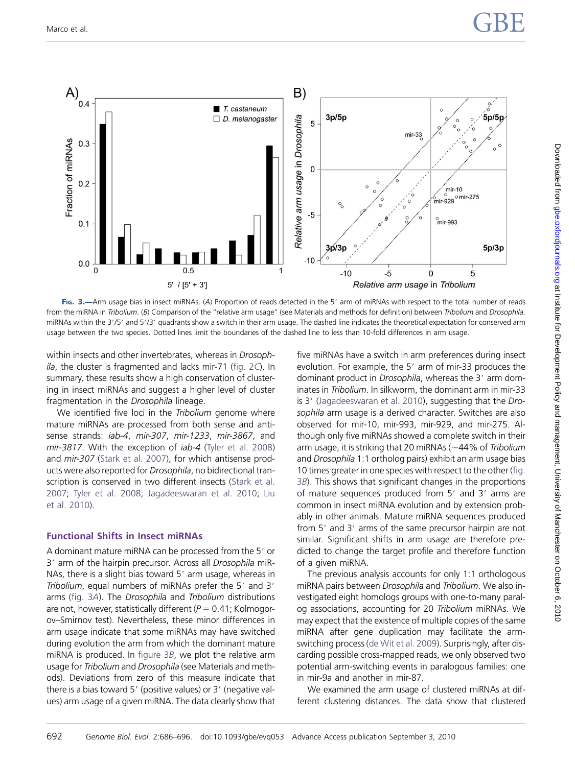**Fig. 3.**—Arm usage bias in insect miRNAs. (*A*) Proportion of reads detected in the 5′ arm of miRNAs with respect to the total number of reads from the miRNA in *Tribolium*. (*B*) Comparison of the "relative arm usage" (see Materials and methods for definition) between *Tribolium* and *Drosophila*. miRNAs within the 3′/5′ and 5′/3′ quadrants show a switch in their arm usage. The dashed line indicates the theoretical expectation for conserved arm usage between the two species. Dotted lines limit the boundaries of the dashed line to less than 10-fold differences in arm usage.

within insects and other invertebrates, whereas in *Drosophila*, the cluster is fragmented and lacks mir-71 (fig. 2*C*). In summary, these results show a high conservation of clustering in insect miRNAs and suggest a higher level of cluster fragmentation in the *Drosophila* lineage.

We identified five loci in the *Tribolium* genome where mature miRNAs are processed from both sense and antisense strands: *iab-4*, *mir-307*, *mir-1233*, *mir-3867*, and *mir-3817*. With the exception of *iab-4* (Tyler et al. 2008) and *mir-307* (Stark et al. 2007), for which antisense products were also reported for *Drosophila*, no bidirectional transcription is conserved in two different insects (Stark et al. 2007; Tyler et al. 2008; Jagadeeswaran et al. 2010; Liu et al. 2010).

## Functional Shifts in Insect miRNAs

A dominant mature miRNA can be processed from the 5′ or 3′ arm of the hairpin precursor. Across all *Drosophila* miRNAs, there is a slight bias toward 5′ arm usage, whereas in *Tribolium*, equal numbers of miRNAs prefer the 5′ and 3′ arms (fig. 3*A*). The *Drosophila* and *Tribolium* distributions are not, however, statistically different ($P = 0.41$; Kolmogorov–Smirnov test). Nevertheless, these minor differences in arm usage indicate that some miRNAs may have switched during evolution the arm from which the dominant mature miRNA is produced. In figure 3*B*, we plot the relative arm usage for *Tribolium* and *Drosophila* (see Materials and methods). Deviations from zero of this measure indicate that there is a bias toward 5′ (positive values) or 3′ (negative values) arm usage of a given miRNA. The data clearly show that five miRNAs have a switch in arm preferences during insect evolution. For example, the 5′ arm of mir-33 produces the dominant product in *Drosophila*, whereas the 3′ arm dominates in *Tribolium*. In silkworm, the dominant arm in mir-33 is 3′ (Jagadeeswaran et al. 2010), suggesting that the *Drosophila* arm usage is a derived character. Switches are also observed for mir-10, mir-993, mir-929, and mir-275. Although only five miRNAs showed a complete switch in their arm usage, it is striking that 20 miRNAs (~44% of *Tribolium* and *Drosophila* 1:1 ortholog pairs) exhibit an arm usage bias 10 times greater in one species with respect to the other (fig. 3*B*). This shows that significant changes in the proportions of mature sequences produced from 5′ and 3′ arms are common in insect miRNA evolution and by extension probably in other animals. Mature miRNA sequences produced from 5′ and 3′ arms of the same precursor hairpin are not similar. Significant shifts in arm usage are therefore predicted to change the target profile and therefore function of a given miRNA.

The previous analysis accounts for only 1:1 orthologous miRNA pairs between *Drosophila* and *Tribolium*. We also investigated eight homologs groups with one-to-many paralog associations, accounting for 20 *Tribolium* miRNAs. We may expect that the existence of multiple copies of the same miRNA after gene duplication may facilitate the arm-switching process (de Wit et al. 2009). Surprisingly, after discarding possible cross-mapped reads, we only observed two potential arm-switching events in paralogous families: one in mir-9a and another in mir-87.

We examined the arm usage of clustered miRNAs at different clustering distances. The data show that clustered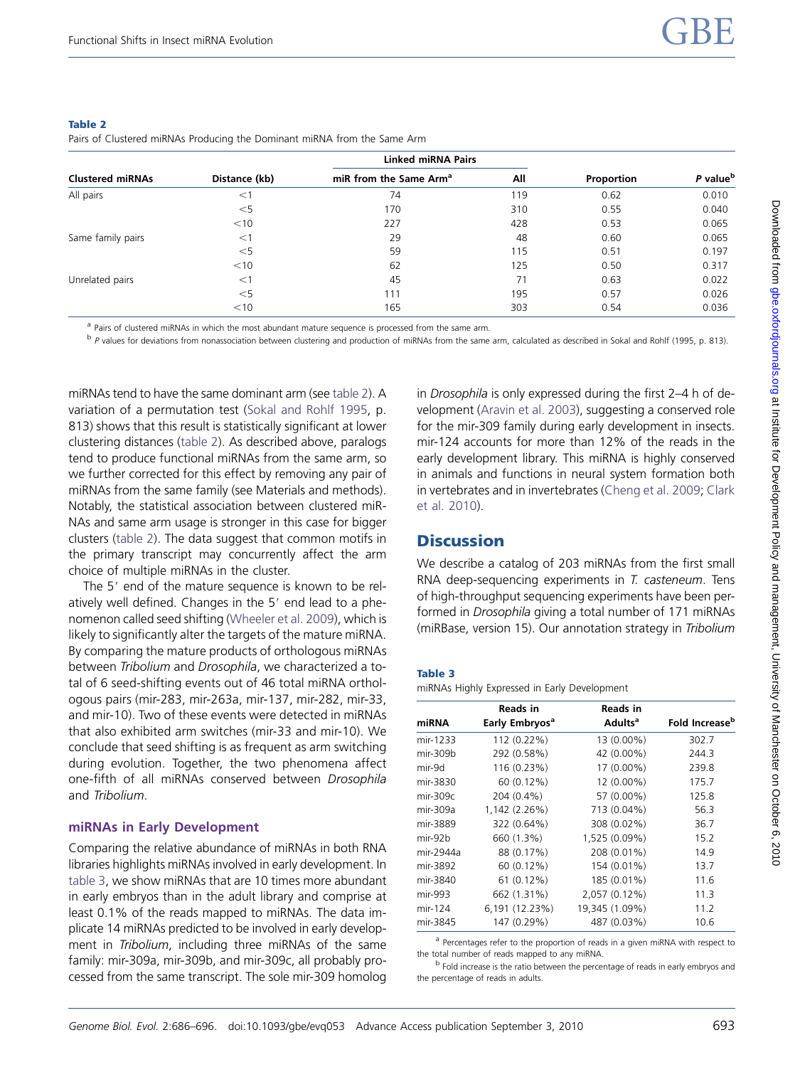**Table 2**

Pairs of Clustered miRNAs Producing the Dominant miRNA from the Same Arm

| Clustered miRNAs | Distance (kb) | Linked miRNA Pairs | | Proportion | P value[b] |
|---|---|---|---|---|---|
| | | miR from the Same Arm[a] | All | | |
| All pairs | <1 | 74 | 119 | 0.62 | 0.010 |
| | <5 | 170 | 310 | 0.55 | 0.040 |
| | <10 | 227 | 428 | 0.53 | 0.065 |
| Same family pairs | <1 | 29 | 48 | 0.60 | 0.065 |
| | <5 | 59 | 115 | 0.51 | 0.197 |
| | <10 | 62 | 125 | 0.50 | 0.317 |
| Unrelated pairs | <1 | 45 | 71 | 0.63 | 0.022 |
| | <5 | 111 | 195 | 0.57 | 0.026 |
| | <10 | 165 | 303 | 0.54 | 0.036 |

[a] Pairs of clustered miRNAs in which the most abundant mature sequence is processed from the same arm.

[b] *P* values for deviations from nonassociation between clustering and production of miRNAs from the same arm, calculated as described in Sokal and Rohlf (1995, p. 813).

miRNAs tend to have the same dominant arm (see table 2). A variation of a permutation test (Sokal and Rohlf 1995, p. 813) shows that this result is statistically significant at lower clustering distances (table 2). As described above, paralogs tend to produce functional miRNAs from the same arm, so we further corrected for this effect by removing any pair of miRNAs from the same family (see Materials and methods). Notably, the statistical association between clustered miRNAs and same arm usage is stronger in this case for bigger clusters (table 2). The data suggest that common motifs in the primary transcript may concurrently affect the arm choice of multiple miRNAs in the cluster.

The 5′ end of the mature sequence is known to be relatively well defined. Changes in the 5′ end lead to a phenomenon called seed shifting (Wheeler et al. 2009), which is likely to significantly alter the targets of the mature miRNA. By comparing the mature products of orthologous miRNAs between *Tribolium* and *Drosophila*, we characterized a total of 6 seed-shifting events out of 46 total miRNA orthologous pairs (mir-283, mir-263a, mir-137, mir-282, mir-33, and mir-10). Two of these events were detected in miRNAs that also exhibited arm switches (mir-33 and mir-10). We conclude that seed shifting is as frequent as arm switching during evolution. Together, the two phenomena affect one-fifth of all miRNAs conserved between *Drosophila* and *Tribolium*.

### miRNAs in Early Development

Comparing the relative abundance of miRNAs in both RNA libraries highlights miRNAs involved in early development. In table 3, we show miRNAs that are 10 times more abundant in early embryos than in the adult library and comprise at least 0.1% of the reads mapped to miRNAs. The data implicate 14 miRNAs predicted to be involved in early development in *Tribolium*, including three miRNAs of the same family: mir-309a, mir-309b, and mir-309c, all probably processed from the same transcript. The sole mir-309 homolog in *Drosophila* is only expressed during the first 2–4 h of development (Aravin et al. 2003), suggesting a conserved role for the mir-309 family during early development in insects. mir-124 accounts for more than 12% of the reads in the early development library. This miRNA is highly conserved in animals and functions in neural system formation both in vertebrates and in invertebrates (Cheng et al. 2009; Clark et al. 2010).

## Discussion

We describe a catalog of 203 miRNAs from the first small RNA deep-sequencing experiments in *T. casteneum*. Tens of high-throughput sequencing experiments have been performed in *Drosophila* giving a total number of 171 miRNAs (miRBase, version 15). Our annotation strategy in *Tribolium*

**Table 3**

miRNAs Highly Expressed in Early Development

| miRNA | Reads in Early Embryos[a] | Reads in Adults[a] | Fold Increase[b] |
|---|---|---|---|
| mir-1233 | 112 (0.22%) | 13 (0.00%) | 302.7 |
| mir-309b | 292 (0.58%) | 42 (0.00%) | 244.3 |
| mir-9d | 116 (0.23%) | 17 (0.00%) | 239.8 |
| mir-3830 | 60 (0.12%) | 12 (0.00%) | 175.7 |
| mir-309c | 204 (0.4%) | 57 (0.00%) | 125.8 |
| mir-309a | 1,142 (2.26%) | 713 (0.04%) | 56.3 |
| mir-3889 | 322 (0.64%) | 308 (0.02%) | 36.7 |
| mir-92b | 660 (1.3%) | 1,525 (0.09%) | 15.2 |
| mir-2944a | 88 (0.17%) | 208 (0.01%) | 14.9 |
| mir-3892 | 60 (0.12%) | 154 (0.01%) | 13.7 |
| mir-3840 | 61 (0.12%) | 185 (0.01%) | 11.6 |
| mir-993 | 662 (1.31%) | 2,057 (0.12%) | 11.3 |
| mir-124 | 6,191 (12.23%) | 19,345 (1.09%) | 11.2 |
| mir-3845 | 147 (0.29%) | 487 (0.03%) | 10.6 |

[a] Percentages refer to the proportion of reads in a given miRNA with respect to the total number of reads mapped to any miRNA.

[b] Fold increase is the ratio between the percentage of reads in early embryos and the percentage of reads in adults.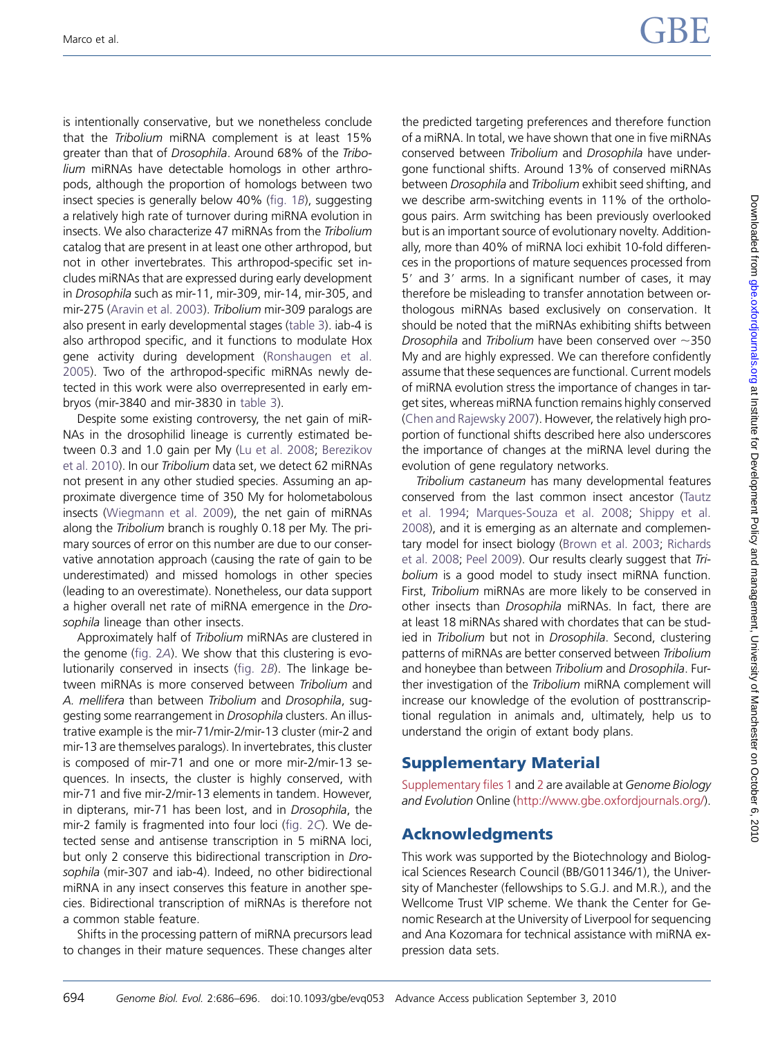is intentionally conservative, but we nonetheless conclude that the *Tribolium* miRNA complement is at least 15% greater than that of *Drosophila*. Around 68% of the *Tribolium* miRNAs have detectable homologs in other arthropods, although the proportion of homologs between two insect species is generally below 40% (fig. 1*B*), suggesting a relatively high rate of turnover during miRNA evolution in insects. We also characterize 47 miRNAs from the *Tribolium* catalog that are present in at least one other arthropod, but not in other invertebrates. This arthropod-specific set includes miRNAs that are expressed during early development in *Drosophila* such as mir-11, mir-309, mir-14, mir-305, and mir-275 (Aravin et al. 2003). *Tribolium* mir-309 paralogs are also present in early developmental stages (table 3). iab-4 is also arthropod specific, and it functions to modulate Hox gene activity during development (Ronshaugen et al. 2005). Two of the arthropod-specific miRNAs newly detected in this work were also overrepresented in early embryos (mir-3840 and mir-3830 in table 3).

Despite some existing controversy, the net gain of miRNAs in the drosophilid lineage is currently estimated between 0.3 and 1.0 gain per My (Lu et al. 2008; Berezikov et al. 2010). In our *Tribolium* data set, we detect 62 miRNAs not present in any other studied species. Assuming an approximate divergence time of 350 My for holometabolous insects (Wiegmann et al. 2009), the net gain of miRNAs along the *Tribolium* branch is roughly 0.18 per My. The primary sources of error on this number are due to our conservative annotation approach (causing the rate of gain to be underestimated) and missed homologs in other species (leading to an overestimate). Nonetheless, our data support a higher overall net rate of miRNA emergence in the *Drosophila* lineage than other insects.

Approximately half of *Tribolium* miRNAs are clustered in the genome (fig. 2*A*). We show that this clustering is evolutionarily conserved in insects (fig. 2*B*). The linkage between miRNAs is more conserved between *Tribolium* and *A. mellifera* than between *Tribolium* and *Drosophila*, suggesting some rearrangement in *Drosophila* clusters. An illustrative example is the mir-71/mir-2/mir-13 cluster (mir-2 and mir-13 are themselves paralogs). In invertebrates, this cluster is composed of mir-71 and one or more mir-2/mir-13 sequences. In insects, the cluster is highly conserved, with mir-71 and five mir-2/mir-13 elements in tandem. However, in dipterans, mir-71 has been lost, and in *Drosophila*, the mir-2 family is fragmented into four loci (fig. 2*C*). We detected sense and antisense transcription in 5 miRNA loci, but only 2 conserve this bidirectional transcription in *Drosophila* (mir-307 and iab-4). Indeed, no other bidirectional miRNA in any insect conserves this feature in another species. Bidirectional transcription of miRNAs is therefore not a common stable feature.

Shifts in the processing pattern of miRNA precursors lead to changes in their mature sequences. These changes alter the predicted targeting preferences and therefore function of a miRNA. In total, we have shown that one in five miRNAs conserved between *Tribolium* and *Drosophila* have undergone functional shifts. Around 13% of conserved miRNAs between *Drosophila* and *Tribolium* exhibit seed shifting, and we describe arm-switching events in 11% of the orthologous pairs. Arm switching has been previously overlooked but is an important source of evolutionary novelty. Additionally, more than 40% of miRNA loci exhibit 10-fold differences in the proportions of mature sequences processed from 5′ and 3′ arms. In a significant number of cases, it may therefore be misleading to transfer annotation between orthologous miRNAs based exclusively on conservation. It should be noted that the miRNAs exhibiting shifts between *Drosophila* and *Tribolium* have been conserved over ~350 My and are highly expressed. We can therefore confidently assume that these sequences are functional. Current models of miRNA evolution stress the importance of changes in target sites, whereas miRNA function remains highly conserved (Chen and Rajewsky 2007). However, the relatively high proportion of functional shifts described here also underscores the importance of changes at the miRNA level during the evolution of gene regulatory networks.

*Tribolium castaneum* has many developmental features conserved from the last common insect ancestor (Tautz et al. 1994; Marques-Souza et al. 2008; Shippy et al. 2008), and it is emerging as an alternate and complementary model for insect biology (Brown et al. 2003; Richards et al. 2008; Peel 2009). Our results clearly suggest that *Tribolium* is a good model to study insect miRNA function. First, *Tribolium* miRNAs are more likely to be conserved in other insects than *Drosophila* miRNAs. In fact, there are at least 18 miRNAs shared with chordates that can be studied in *Tribolium* but not in *Drosophila*. Second, clustering patterns of miRNAs are better conserved between *Tribolium* and honeybee than between *Tribolium* and *Drosophila*. Further investigation of the *Tribolium* miRNA complement will increase our knowledge of the evolution of posttranscriptional regulation in animals and, ultimately, help us to understand the origin of extant body plans.

## Supplementary Material

Supplementary files 1 and 2 are available at *Genome Biology and Evolution* Online (http://www.gbe.oxfordjournals.org/).

## Acknowledgments

This work was supported by the Biotechnology and Biological Sciences Research Council (BB/G011346/1), the University of Manchester (fellowships to S.G.J. and M.R.), and the Wellcome Trust VIP scheme. We thank the Center for Genomic Research at the University of Liverpool for sequencing and Ana Kozomara for technical assistance with miRNA expression data sets.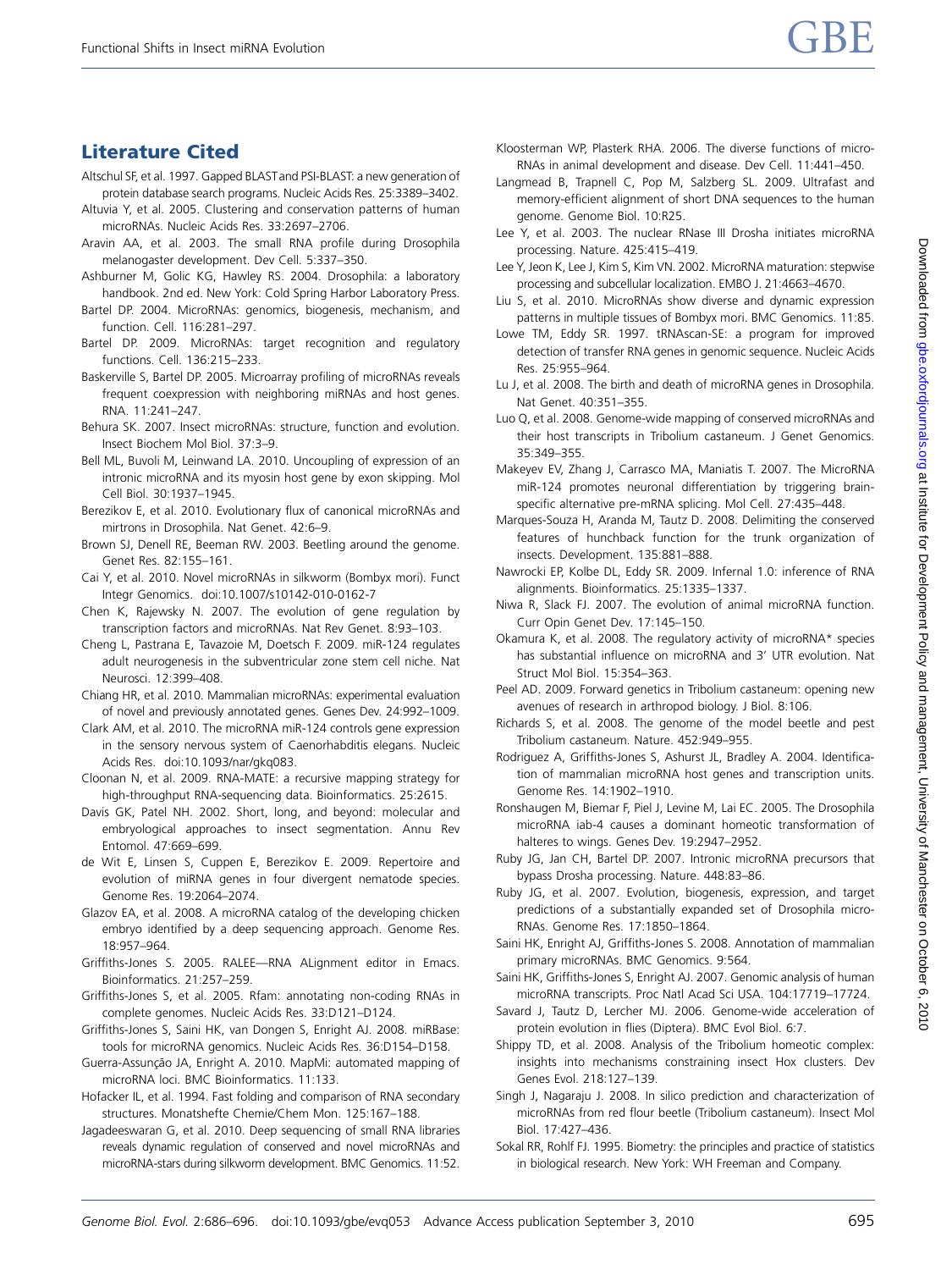## Literature Cited

Altschul SF, et al. 1997. Gapped BLAST and PSI-BLAST: a new generation of protein database search programs. Nucleic Acids Res. 25:3389–3402.

Altuvia Y, et al. 2005. Clustering and conservation patterns of human microRNAs. Nucleic Acids Res. 33:2697–2706.

Aravin AA, et al. 2003. The small RNA profile during Drosophila melanogaster development. Dev Cell. 5:337–350.

Ashburner M, Golic KG, Hawley RS. 2004. Drosophila: a laboratory handbook. 2nd ed. New York: Cold Spring Harbor Laboratory Press.

Bartel DP. 2004. MicroRNAs: genomics, biogenesis, mechanism, and function. Cell. 116:281–297.

Bartel DP. 2009. MicroRNAs: target recognition and regulatory functions. Cell. 136:215–233.

Baskerville S, Bartel DP. 2005. Microarray profiling of microRNAs reveals frequent coexpression with neighboring miRNAs and host genes. RNA. 11:241–247.

Behura SK. 2007. Insect microRNAs: structure, function and evolution. Insect Biochem Mol Biol. 37:3–9.

Bell ML, Buvoli M, Leinwand LA. 2010. Uncoupling of expression of an intronic microRNA and its myosin host gene by exon skipping. Mol Cell Biol. 30:1937–1945.

Berezikov E, et al. 2010. Evolutionary flux of canonical microRNAs and mirtrons in Drosophila. Nat Genet. 42:6–9.

Brown SJ, Denell RE, Beeman RW. 2003. Beetling around the genome. Genet Res. 82:155–161.

Cai Y, et al. 2010. Novel microRNAs in silkworm (Bombyx mori). Funct Integr Genomics. doi:10.1007/s10142-010-0162-7

Chen K, Rajewsky N. 2007. The evolution of gene regulation by transcription factors and microRNAs. Nat Rev Genet. 8:93–103.

Cheng L, Pastrana E, Tavazoie M, Doetsch F. 2009. miR-124 regulates adult neurogenesis in the subventricular zone stem cell niche. Nat Neurosci. 12:399–408.

Chiang HR, et al. 2010. Mammalian microRNAs: experimental evaluation of novel and previously annotated genes. Genes Dev. 24:992–1009.

Clark AM, et al. 2010. The microRNA miR-124 controls gene expression in the sensory nervous system of Caenorhabditis elegans. Nucleic Acids Res. doi:10.1093/nar/gkq083.

Cloonan N, et al. 2009. RNA-MATE: a recursive mapping strategy for high-throughput RNA-sequencing data. Bioinformatics. 25:2615.

Davis GK, Patel NH. 2002. Short, long, and beyond: molecular and embryological approaches to insect segmentation. Annu Rev Entomol. 47:669–699.

de Wit E, Linsen S, Cuppen E, Berezikov E. 2009. Repertoire and evolution of miRNA genes in four divergent nematode species. Genome Res. 19:2064–2074.

Glazov EA, et al. 2008. A microRNA catalog of the developing chicken embryo identified by a deep sequencing approach. Genome Res. 18:957–964.

Griffiths-Jones S. 2005. RALEE—RNA ALignment editor in Emacs. Bioinformatics. 21:257–259.

Griffiths-Jones S, et al. 2005. Rfam: annotating non-coding RNAs in complete genomes. Nucleic Acids Res. 33:D121–D124.

Griffiths-Jones S, Saini HK, van Dongen S, Enright AJ. 2008. miRBase: tools for microRNA genomics. Nucleic Acids Res. 36:D154–D158.

Guerra-Assunção JA, Enright A. 2010. MapMi: automated mapping of microRNA loci. BMC Bioinformatics. 11:133.

Hofacker IL, et al. 1994. Fast folding and comparison of RNA secondary structures. Monatshefte Chemie/Chem Mon. 125:167–188.

Jagadeeswaran G, et al. 2010. Deep sequencing of small RNA libraries reveals dynamic regulation of conserved and novel microRNAs and microRNA-stars during silkworm development. BMC Genomics. 11:52.

Kloosterman WP, Plasterk RHA. 2006. The diverse functions of microRNAs in animal development and disease. Dev Cell. 11:441–450.

Langmead B, Trapnell C, Pop M, Salzberg SL. 2009. Ultrafast and memory-efficient alignment of short DNA sequences to the human genome. Genome Biol. 10:R25.

Lee Y, et al. 2003. The nuclear RNase III Drosha initiates microRNA processing. Nature. 425:415–419.

Lee Y, Jeon K, Lee J, Kim S, Kim VN. 2002. MicroRNA maturation: stepwise processing and subcellular localization. EMBO J. 21:4663–4670.

Liu S, et al. 2010. MicroRNAs show diverse and dynamic expression patterns in multiple tissues of Bombyx mori. BMC Genomics. 11:85.

Lowe TM, Eddy SR. 1997. tRNAscan-SE: a program for improved detection of transfer RNA genes in genomic sequence. Nucleic Acids Res. 25:955–964.

Lu J, et al. 2008. The birth and death of microRNA genes in Drosophila. Nat Genet. 40:351–355.

Luo Q, et al. 2008. Genome-wide mapping of conserved microRNAs and their host transcripts in Tribolium castaneum. J Genet Genomics. 35:349–355.

Makeyev EV, Zhang J, Carrasco MA, Maniatis T. 2007. The MicroRNA miR-124 promotes neuronal differentiation by triggering brain-specific alternative pre-mRNA splicing. Mol Cell. 27:435–448.

Marques-Souza H, Aranda M, Tautz D. 2008. Delimiting the conserved features of hunchback function for the trunk organization of insects. Development. 135:881–888.

Nawrocki EP, Kolbe DL, Eddy SR. 2009. Infernal 1.0: inference of RNA alignments. Bioinformatics. 25:1335–1337.

Niwa R, Slack FJ. 2007. The evolution of animal microRNA function. Curr Opin Genet Dev. 17:145–150.

Okamura K, et al. 2008. The regulatory activity of microRNA* species has substantial influence on microRNA and 3′ UTR evolution. Nat Struct Mol Biol. 15:354–363.

Peel AD. 2009. Forward genetics in Tribolium castaneum: opening new avenues of research in arthropod biology. J Biol. 8:106.

Richards S, et al. 2008. The genome of the model beetle and pest Tribolium castaneum. Nature. 452:949–955.

Rodriguez A, Griffiths-Jones S, Ashurst JL, Bradley A. 2004. Identification of mammalian microRNA host genes and transcription units. Genome Res. 14:1902–1910.

Ronshaugen M, Biemar F, Piel J, Levine M, Lai EC. 2005. The Drosophila microRNA iab-4 causes a dominant homeotic transformation of halteres to wings. Genes Dev. 19:2947–2952.

Ruby JG, Jan CH, Bartel DP. 2007. Intronic microRNA precursors that bypass Drosha processing. Nature. 448:83–86.

Ruby JG, et al. 2007. Evolution, biogenesis, expression, and target predictions of a substantially expanded set of Drosophila microRNAs. Genome Res. 17:1850–1864.

Saini HK, Enright AJ, Griffiths-Jones S. 2008. Annotation of mammalian primary microRNAs. BMC Genomics. 9:564.

Saini HK, Griffiths-Jones S, Enright AJ. 2007. Genomic analysis of human microRNA transcripts. Proc Natl Acad Sci USA. 104:17719–17724.

Savard J, Tautz D, Lercher MJ. 2006. Genome-wide acceleration of protein evolution in flies (Diptera). BMC Evol Biol. 6:7.

Shippy TD, et al. 2008. Analysis of the Tribolium homeotic complex: insights into mechanisms constraining insect Hox clusters. Dev Genes Evol. 218:127–139.

Singh J, Nagaraju J. 2008. In silico prediction and characterization of microRNAs from red flour beetle (Tribolium castaneum). Insect Mol Biol. 17:427–436.

Sokal RR, Rohlf FJ. 1995. Biometry: the principles and practice of statistics in biological research. New York: WH Freeman and Company.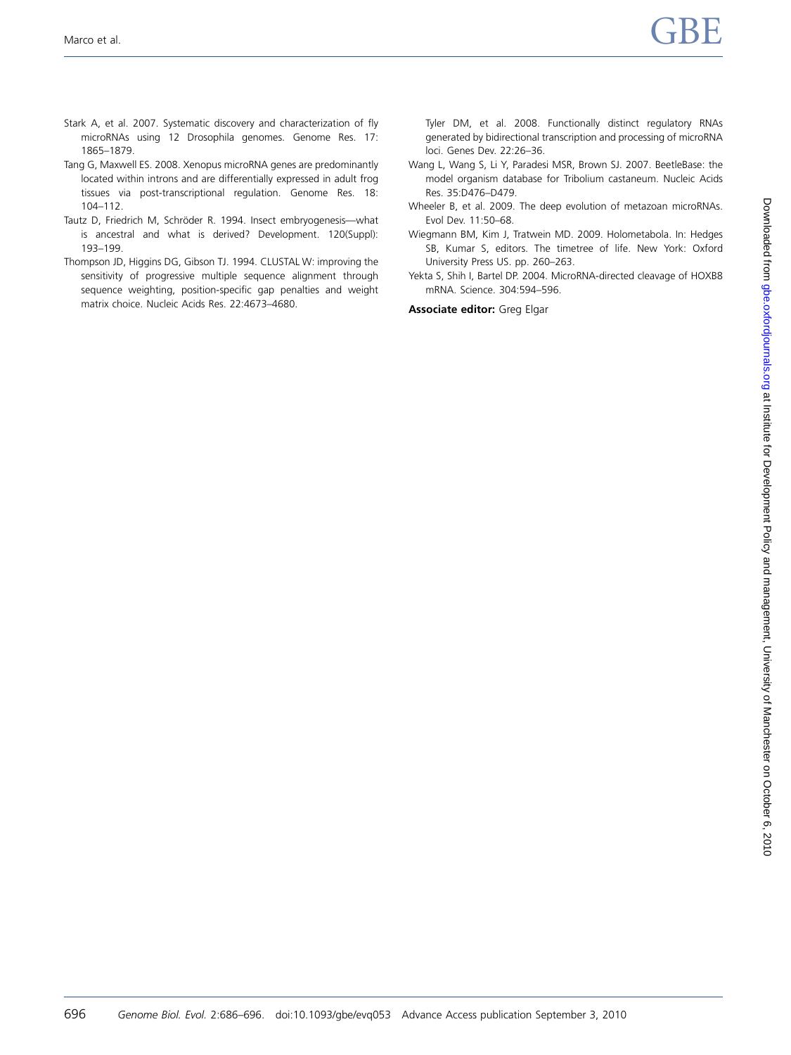Stark A, et al. 2007. Systematic discovery and characterization of fly microRNAs using 12 Drosophila genomes. Genome Res. 17: 1865–1879.

Tang G, Maxwell ES. 2008. Xenopus microRNA genes are predominantly located within introns and are differentially expressed in adult frog tissues via post-transcriptional regulation. Genome Res. 18: 104–112.

Tautz D, Friedrich M, Schröder R. 1994. Insect embryogenesis—what is ancestral and what is derived? Development. 120(Suppl): 193–199.

Thompson JD, Higgins DG, Gibson TJ. 1994. CLUSTAL W: improving the sensitivity of progressive multiple sequence alignment through sequence weighting, position-specific gap penalties and weight matrix choice. Nucleic Acids Res. 22:4673–4680.

Tyler DM, et al. 2008. Functionally distinct regulatory RNAs generated by bidirectional transcription and processing of microRNA loci. Genes Dev. 22:26–36.

Wang L, Wang S, Li Y, Paradesi MSR, Brown SJ. 2007. BeetleBase: the model organism database for Tribolium castaneum. Nucleic Acids Res. 35:D476–D479.

Wheeler B, et al. 2009. The deep evolution of metazoan microRNAs. Evol Dev. 11:50–68.

Wiegmann BM, Kim J, Tratwein MD. 2009. Holometabola. In: Hedges SB, Kumar S, editors. The timetree of life. New York: Oxford University Press US. pp. 260–263.

Yekta S, Shih I, Bartel DP. 2004. MicroRNA-directed cleavage of HOXB8 mRNA. Science. 304:594–596.

**Associate editor:** Greg Elgar